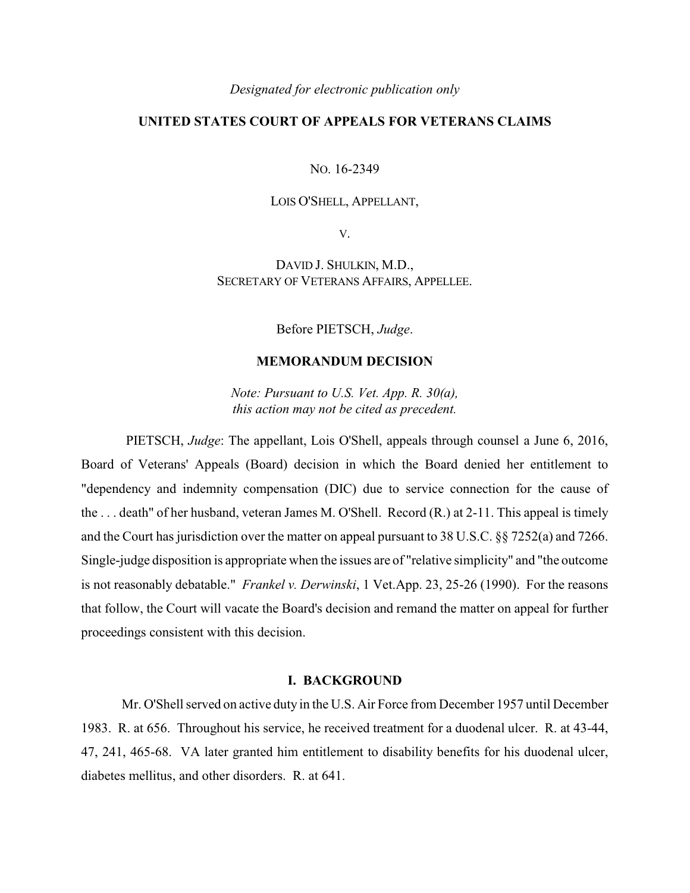*Designated for electronic publication only*

# UNITED STATES COURT OF APPEALS FOR VETERANS CLAIMS

NO. 16-2349

LOIS O'SHELL, APPELLANT,

V.

DAVID J. SHULKIN, M.D.,
SECRETARY OF VETERANS AFFAIRS, APPELLEE.

Before PIETSCH, *Judge*.

## MEMORANDUM DECISION

*Note: Pursuant to U.S. Vet. App. R. 30(a), this action may not be cited as precedent.*

PIETSCH, *Judge*: The appellant, Lois O'Shell, appeals through counsel a June 6, 2016, Board of Veterans' Appeals (Board) decision in which the Board denied her entitlement to "dependency and indemnity compensation (DIC) due to service connection for the cause of the . . . death" of her husband, veteran James M. O'Shell. Record (R.) at 2-11. This appeal is timely and the Court has jurisdiction over the matter on appeal pursuant to 38 U.S.C. §§ 7252(a) and 7266. Single-judge disposition is appropriate when the issues are of "relative simplicity" and "the outcome is not reasonably debatable." *Frankel v. Derwinski*, 1 Vet.App. 23, 25-26 (1990). For the reasons that follow, the Court will vacate the Board's decision and remand the matter on appeal for further proceedings consistent with this decision.

## I. BACKGROUND

Mr. O'Shell served on active duty in the U.S. Air Force from December 1957 until December 1983. R. at 656. Throughout his service, he received treatment for a duodenal ulcer. R. at 43-44, 47, 241, 465-68. VA later granted him entitlement to disability benefits for his duodenal ulcer, diabetes mellitus, and other disorders. R. at 641.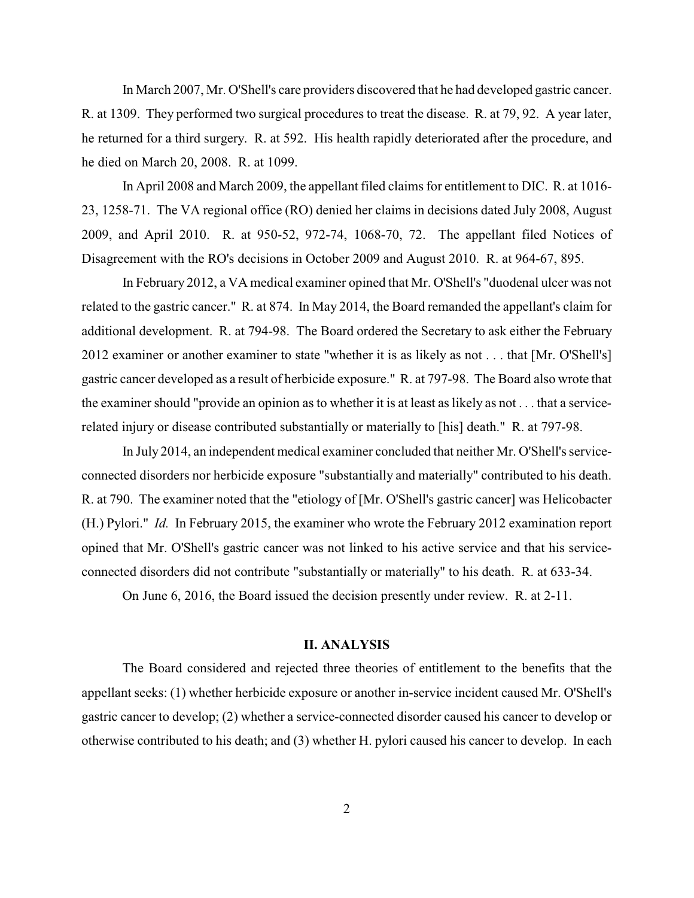In March 2007, Mr. O'Shell's care providers discovered that he had developed gastric cancer. R. at 1309. They performed two surgical procedures to treat the disease. R. at 79, 92. A year later, he returned for a third surgery. R. at 592. His health rapidly deteriorated after the procedure, and he died on March 20, 2008. R. at 1099.

In April 2008 and March 2009, the appellant filed claims for entitlement to DIC. R. at 1016-23, 1258-71. The VA regional office (RO) denied her claims in decisions dated July 2008, August 2009, and April 2010. R. at 950-52, 972-74, 1068-70, 72. The appellant filed Notices of Disagreement with the RO's decisions in October 2009 and August 2010. R. at 964-67, 895.

In February 2012, a VA medical examiner opined that Mr. O'Shell's "duodenal ulcer was not related to the gastric cancer." R. at 874. In May 2014, the Board remanded the appellant's claim for additional development. R. at 794-98. The Board ordered the Secretary to ask either the February 2012 examiner or another examiner to state "whether it is as likely as not . . . that [Mr. O'Shell's] gastric cancer developed as a result of herbicide exposure." R. at 797-98. The Board also wrote that the examiner should "provide an opinion as to whether it is at least as likely as not . . . that a service-related injury or disease contributed substantially or materially to [his] death." R. at 797-98.

In July 2014, an independent medical examiner concluded that neither Mr. O'Shell's service-connected disorders nor herbicide exposure "substantially and materially" contributed to his death. R. at 790. The examiner noted that the "etiology of [Mr. O'Shell's gastric cancer] was Helicobacter (H.) Pylori." *Id.* In February 2015, the examiner who wrote the February 2012 examination report opined that Mr. O'Shell's gastric cancer was not linked to his active service and that his service-connected disorders did not contribute "substantially or materially" to his death. R. at 633-34.

On June 6, 2016, the Board issued the decision presently under review. R. at 2-11.

## II. ANALYSIS

The Board considered and rejected three theories of entitlement to the benefits that the appellant seeks: (1) whether herbicide exposure or another in-service incident caused Mr. O'Shell's gastric cancer to develop; (2) whether a service-connected disorder caused his cancer to develop or otherwise contributed to his death; and (3) whether H. pylori caused his cancer to develop. In each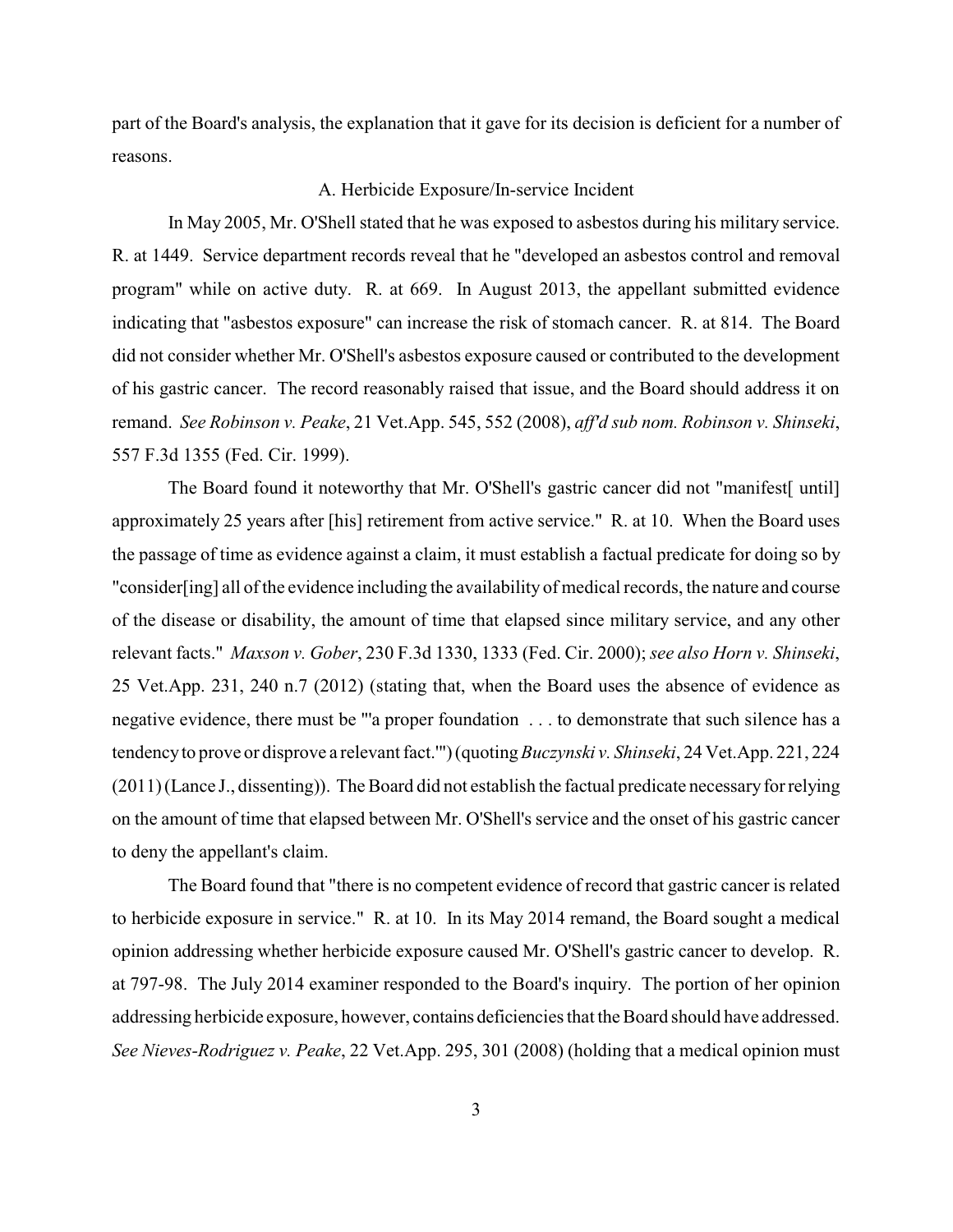part of the Board's analysis, the explanation that it gave for its decision is deficient for a number of reasons.

### A. Herbicide Exposure/In-service Incident

In May 2005, Mr. O'Shell stated that he was exposed to asbestos during his military service. R. at 1449. Service department records reveal that he "developed an asbestos control and removal program" while on active duty. R. at 669. In August 2013, the appellant submitted evidence indicating that "asbestos exposure" can increase the risk of stomach cancer. R. at 814. The Board did not consider whether Mr. O'Shell's asbestos exposure caused or contributed to the development of his gastric cancer. The record reasonably raised that issue, and the Board should address it on remand. *See Robinson v. Peake*, 21 Vet.App. 545, 552 (2008), *aff'd sub nom. Robinson v. Shinseki*, 557 F.3d 1355 (Fed. Cir. 1999).

The Board found it noteworthy that Mr. O'Shell's gastric cancer did not "manifest[ until] approximately 25 years after [his] retirement from active service." R. at 10. When the Board uses the passage of time as evidence against a claim, it must establish a factual predicate for doing so by "consider[ing] all of the evidence including the availability of medical records, the nature and course of the disease or disability, the amount of time that elapsed since military service, and any other relevant facts." *Maxson v. Gober*, 230 F.3d 1330, 1333 (Fed. Cir. 2000); *see also Horn v. Shinseki*, 25 Vet.App. 231, 240 n.7 (2012) (stating that, when the Board uses the absence of evidence as negative evidence, there must be "'a proper foundation . . . to demonstrate that such silence has a tendency to prove or disprove a relevant fact.'") (quoting *Buczynski v. Shinseki*, 24 Vet.App. 221, 224 (2011) (Lance J., dissenting)). The Board did not establish the factual predicate necessary for relying on the amount of time that elapsed between Mr. O'Shell's service and the onset of his gastric cancer to deny the appellant's claim.

The Board found that "there is no competent evidence of record that gastric cancer is related to herbicide exposure in service." R. at 10. In its May 2014 remand, the Board sought a medical opinion addressing whether herbicide exposure caused Mr. O'Shell's gastric cancer to develop. R. at 797-98. The July 2014 examiner responded to the Board's inquiry. The portion of her opinion addressing herbicide exposure, however, contains deficiencies that the Board should have addressed. *See Nieves-Rodriguez v. Peake*, 22 Vet.App. 295, 301 (2008) (holding that a medical opinion must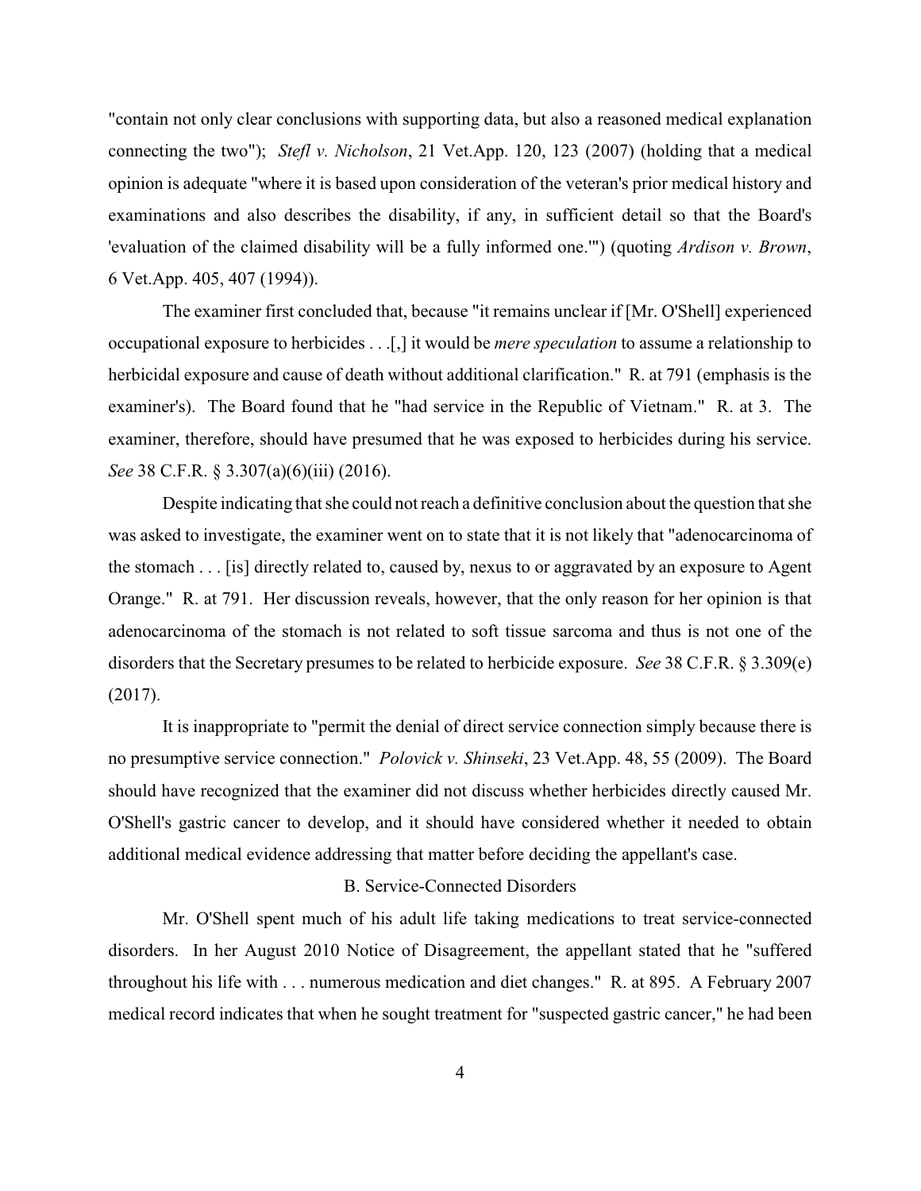"contain not only clear conclusions with supporting data, but also a reasoned medical explanation connecting the two"); *Stefl v. Nicholson*, 21 Vet.App. 120, 123 (2007) (holding that a medical opinion is adequate "where it is based upon consideration of the veteran's prior medical history and examinations and also describes the disability, if any, in sufficient detail so that the Board's 'evaluation of the claimed disability will be a fully informed one.'") (quoting *Ardison v. Brown*, 6 Vet.App. 405, 407 (1994)).

The examiner first concluded that, because "it remains unclear if [Mr. O'Shell] experienced occupational exposure to herbicides . . .[,] it would be *mere speculation* to assume a relationship to herbicidal exposure and cause of death without additional clarification." R. at 791 (emphasis is the examiner's). The Board found that he "had service in the Republic of Vietnam." R. at 3. The examiner, therefore, should have presumed that he was exposed to herbicides during his service. *See* 38 C.F.R. § 3.307(a)(6)(iii) (2016).

Despite indicating that she could not reach a definitive conclusion about the question that she was asked to investigate, the examiner went on to state that it is not likely that "adenocarcinoma of the stomach . . . [is] directly related to, caused by, nexus to or aggravated by an exposure to Agent Orange." R. at 791. Her discussion reveals, however, that the only reason for her opinion is that adenocarcinoma of the stomach is not related to soft tissue sarcoma and thus is not one of the disorders that the Secretary presumes to be related to herbicide exposure. *See* 38 C.F.R. § 3.309(e) (2017).

It is inappropriate to "permit the denial of direct service connection simply because there is no presumptive service connection." *Polovick v. Shinseki*, 23 Vet.App. 48, 55 (2009). The Board should have recognized that the examiner did not discuss whether herbicides directly caused Mr. O'Shell's gastric cancer to develop, and it should have considered whether it needed to obtain additional medical evidence addressing that matter before deciding the appellant's case.

### B. Service-Connected Disorders

Mr. O'Shell spent much of his adult life taking medications to treat service-connected disorders. In her August 2010 Notice of Disagreement, the appellant stated that he "suffered throughout his life with . . . numerous medication and diet changes." R. at 895. A February 2007 medical record indicates that when he sought treatment for "suspected gastric cancer," he had been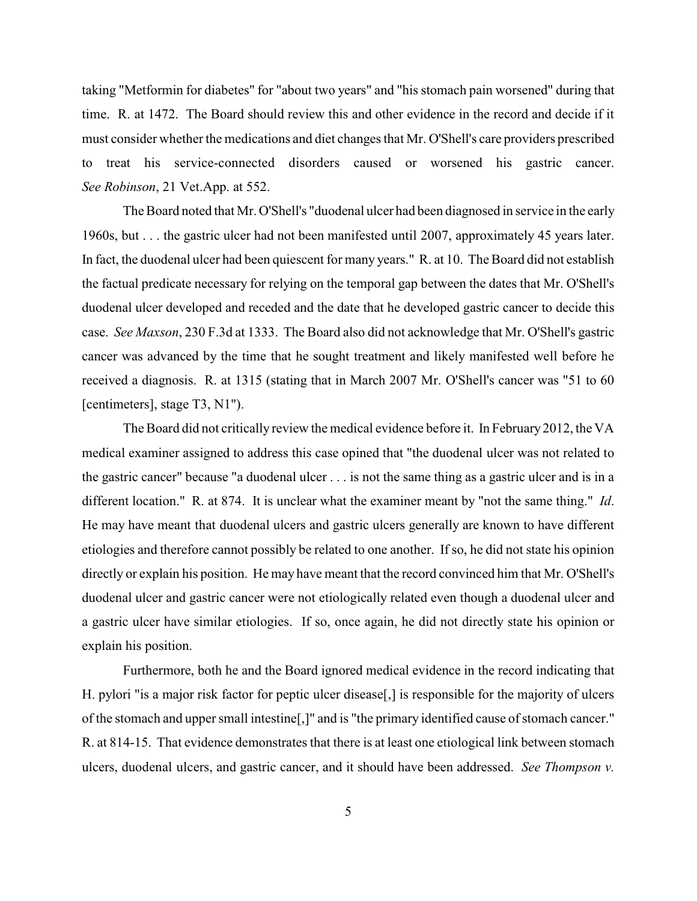taking "Metformin for diabetes" for "about two years" and "his stomach pain worsened" during that time. R. at 1472. The Board should review this and other evidence in the record and decide if it must consider whether the medications and diet changes that Mr. O'Shell's care providers prescribed to treat his service-connected disorders caused or worsened his gastric cancer. *See Robinson*, 21 Vet.App. at 552.

The Board noted that Mr. O'Shell's "duodenal ulcer had been diagnosed in service in the early 1960s, but . . . the gastric ulcer had not been manifested until 2007, approximately 45 years later. In fact, the duodenal ulcer had been quiescent for many years." R. at 10. The Board did not establish the factual predicate necessary for relying on the temporal gap between the dates that Mr. O'Shell's duodenal ulcer developed and receded and the date that he developed gastric cancer to decide this case. *See Maxson*, 230 F.3d at 1333. The Board also did not acknowledge that Mr. O'Shell's gastric cancer was advanced by the time that he sought treatment and likely manifested well before he received a diagnosis. R. at 1315 (stating that in March 2007 Mr. O'Shell's cancer was "51 to 60 [centimeters], stage T3, N1").

The Board did not critically review the medical evidence before it. In February 2012, the VA medical examiner assigned to address this case opined that "the duodenal ulcer was not related to the gastric cancer" because "a duodenal ulcer . . . is not the same thing as a gastric ulcer and is in a different location." R. at 874. It is unclear what the examiner meant by "not the same thing." *Id*. He may have meant that duodenal ulcers and gastric ulcers generally are known to have different etiologies and therefore cannot possibly be related to one another. If so, he did not state his opinion directly or explain his position. He may have meant that the record convinced him that Mr. O'Shell's duodenal ulcer and gastric cancer were not etiologically related even though a duodenal ulcer and a gastric ulcer have similar etiologies. If so, once again, he did not directly state his opinion or explain his position.

Furthermore, both he and the Board ignored medical evidence in the record indicating that H. pylori "is a major risk factor for peptic ulcer disease[,] is responsible for the majority of ulcers of the stomach and upper small intestine[,]" and is "the primary identified cause of stomach cancer." R. at 814-15. That evidence demonstrates that there is at least one etiological link between stomach ulcers, duodenal ulcers, and gastric cancer, and it should have been addressed. *See Thompson v.*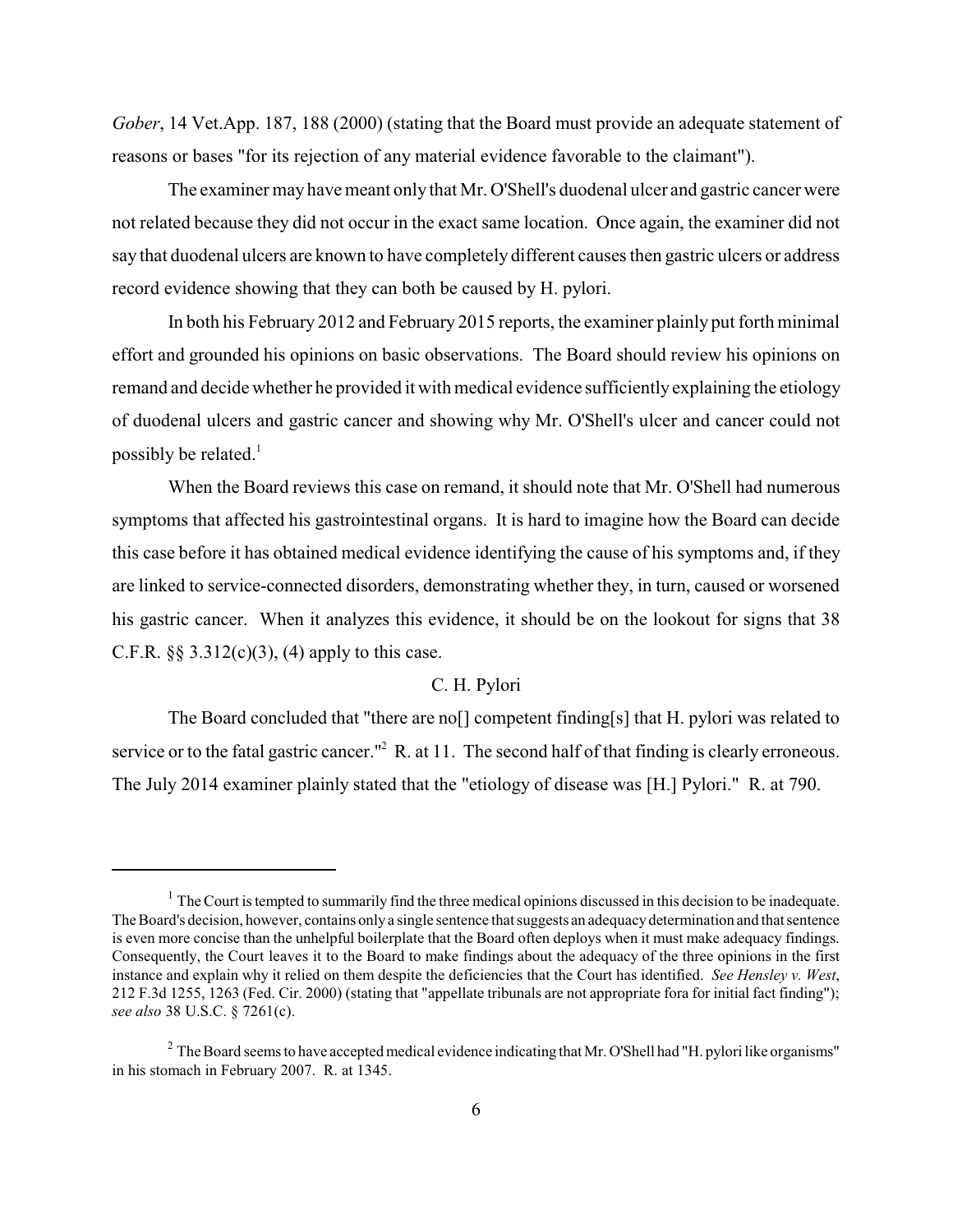*Gober*, 14 Vet.App. 187, 188 (2000) (stating that the Board must provide an adequate statement of reasons or bases "for its rejection of any material evidence favorable to the claimant").

The examiner may have meant only that Mr. O'Shell's duodenal ulcer and gastric cancer were not related because they did not occur in the exact same location. Once again, the examiner did not say that duodenal ulcers are known to have completely different causes then gastric ulcers or address record evidence showing that they can both be caused by H. pylori.

In both his February 2012 and February 2015 reports, the examiner plainly put forth minimal effort and grounded his opinions on basic observations. The Board should review his opinions on remand and decide whether he provided it with medical evidence sufficiently explaining the etiology of duodenal ulcers and gastric cancer and showing why Mr. O'Shell's ulcer and cancer could not possibly be related.[1]

When the Board reviews this case on remand, it should note that Mr. O'Shell had numerous symptoms that affected his gastrointestinal organs. It is hard to imagine how the Board can decide this case before it has obtained medical evidence identifying the cause of his symptoms and, if they are linked to service-connected disorders, demonstrating whether they, in turn, caused or worsened his gastric cancer. When it analyzes this evidence, it should be on the lookout for signs that 38 C.F.R. §§ 3.312(c)(3), (4) apply to this case.

C. H. Pylori

The Board concluded that "there are no[] competent finding[s] that H. pylori was related to service or to the fatal gastric cancer."[2] R. at 11. The second half of that finding is clearly erroneous. The July 2014 examiner plainly stated that the "etiology of disease was [H.] Pylori." R. at 790.

---

[1] The Court is tempted to summarily find the three medical opinions discussed in this decision to be inadequate. The Board's decision, however, contains only a single sentence that suggests an adequacy determination and that sentence is even more concise than the unhelpful boilerplate that the Board often deploys when it must make adequacy findings. Consequently, the Court leaves it to the Board to make findings about the adequacy of the three opinions in the first instance and explain why it relied on them despite the deficiencies that the Court has identified. *See Hensley v. West*, 212 F.3d 1255, 1263 (Fed. Cir. 2000) (stating that "appellate tribunals are not appropriate fora for initial fact finding"); *see also* 38 U.S.C. § 7261(c).

[2] The Board seems to have accepted medical evidence indicating that Mr. O'Shell had "H. pylori like organisms" in his stomach in February 2007. R. at 1345.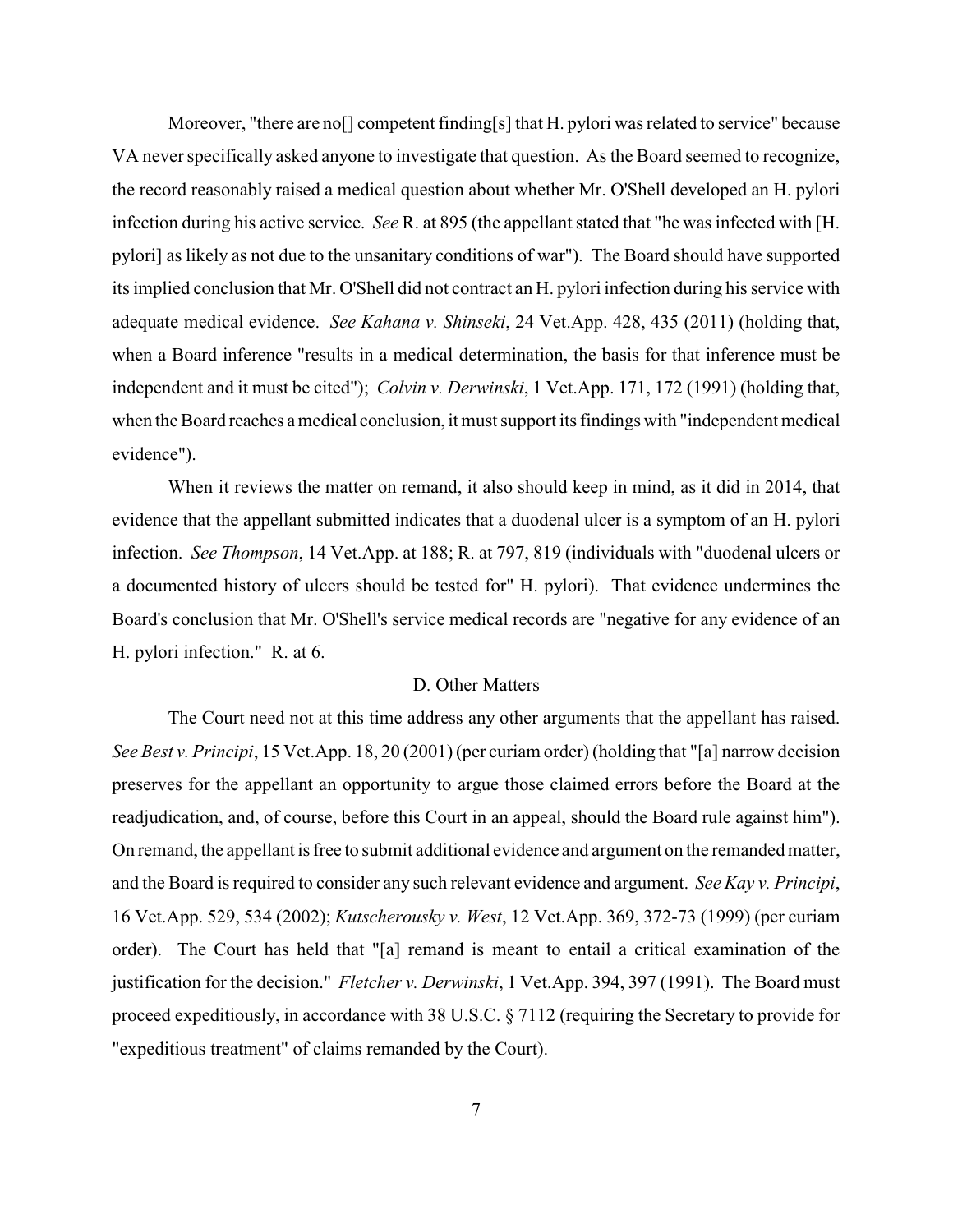Moreover, "there are no[] competent finding[s] that H. pylori was related to service" because VA never specifically asked anyone to investigate that question. As the Board seemed to recognize, the record reasonably raised a medical question about whether Mr. O'Shell developed an H. pylori infection during his active service. *See* R. at 895 (the appellant stated that "he was infected with [H. pylori] as likely as not due to the unsanitary conditions of war"). The Board should have supported its implied conclusion that Mr. O'Shell did not contract an H. pylori infection during his service with adequate medical evidence. *See Kahana v. Shinseki*, 24 Vet.App. 428, 435 (2011) (holding that, when a Board inference "results in a medical determination, the basis for that inference must be independent and it must be cited"); *Colvin v. Derwinski*, 1 Vet.App. 171, 172 (1991) (holding that, when the Board reaches a medical conclusion, it must support its findings with "independent medical evidence").

When it reviews the matter on remand, it also should keep in mind, as it did in 2014, that evidence that the appellant submitted indicates that a duodenal ulcer is a symptom of an H. pylori infection. *See Thompson*, 14 Vet.App. at 188; R. at 797, 819 (individuals with "duodenal ulcers or a documented history of ulcers should be tested for" H. pylori). That evidence undermines the Board's conclusion that Mr. O'Shell's service medical records are "negative for any evidence of an H. pylori infection." R. at 6.

### D. Other Matters

The Court need not at this time address any other arguments that the appellant has raised. *See Best v. Principi*, 15 Vet.App. 18, 20 (2001) (per curiam order) (holding that "[a] narrow decision preserves for the appellant an opportunity to argue those claimed errors before the Board at the readjudication, and, of course, before this Court in an appeal, should the Board rule against him"). On remand, the appellant is free to submit additional evidence and argument on the remanded matter, and the Board is required to consider any such relevant evidence and argument. *See Kay v. Principi*, 16 Vet.App. 529, 534 (2002); *Kutscherousky v. West*, 12 Vet.App. 369, 372-73 (1999) (per curiam order). The Court has held that "[a] remand is meant to entail a critical examination of the justification for the decision." *Fletcher v. Derwinski*, 1 Vet.App. 394, 397 (1991). The Board must proceed expeditiously, in accordance with 38 U.S.C. § 7112 (requiring the Secretary to provide for "expeditious treatment" of claims remanded by the Court).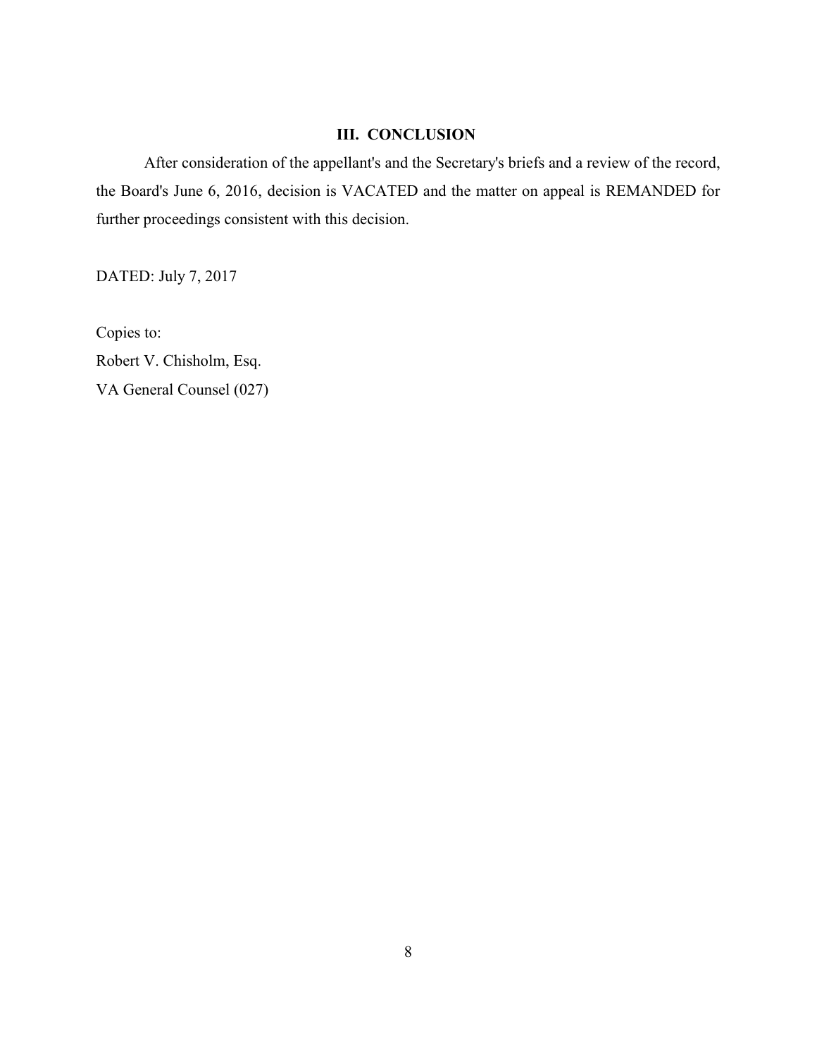### III. CONCLUSION

After consideration of the appellant's and the Secretary's briefs and a review of the record, the Board's June 6, 2016, decision is VACATED and the matter on appeal is REMANDED for further proceedings consistent with this decision.

DATED: July 7, 2017

Copies to:

Robert V. Chisholm, Esq.

VA General Counsel (027)